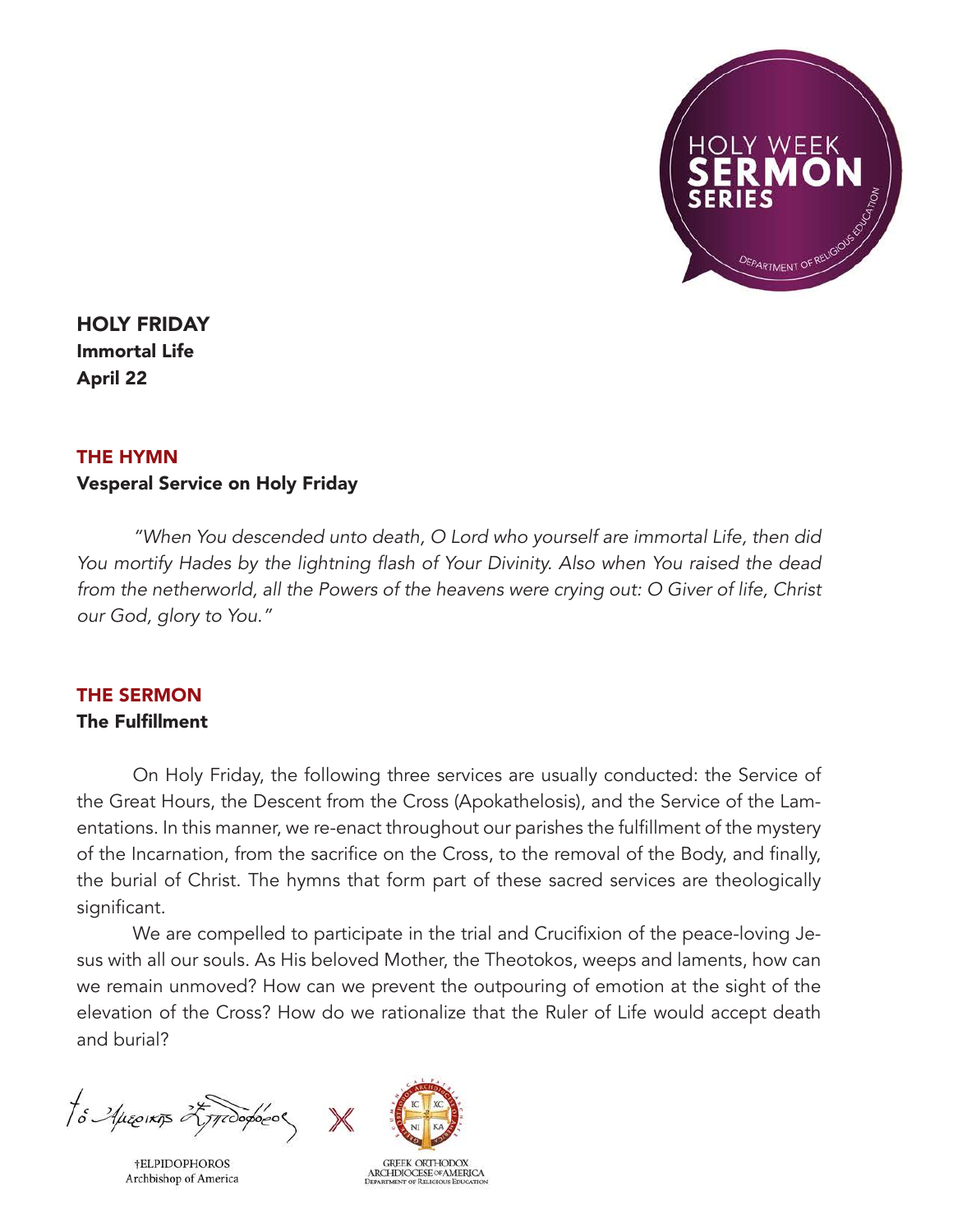HOLY WEEK **SERMON** SERIES

DEPARTMENT OF RELIGIOUS EDUCATION

## HOLY FRIDAY
**Immortal Life**
**April 22**

### THE HYMN
**Vesperal Service on Holy Friday**

*"When You descended unto death, O Lord who yourself are immortal Life, then did You mortify Hades by the lightning flash of Your Divinity. Also when You raised the dead from the netherworld, all the Powers of the heavens were crying out: O Giver of life, Christ our God, glory to You."*

### THE SERMON
**The Fulfillment**

On Holy Friday, the following three services are usually conducted: the Service of the Great Hours, the Descent from the Cross (Apokathelosis), and the Service of the Lamentations. In this manner, we re-enact throughout our parishes the fulfillment of the mystery of the Incarnation, from the sacrifice on the Cross, to the removal of the Body, and finally, the burial of Christ. The hymns that form part of these sacred services are theologically significant.

We are compelled to participate in the trial and Crucifixion of the peace-loving Jesus with all our souls. As His beloved Mother, the Theotokos, weeps and laments, how can we remain unmoved? How can we prevent the outpouring of emotion at the sight of the elevation of the Cross? How do we rationalize that the Ruler of Life would accept death and burial?

†ELPIDOPHOROS
Archbishop of America

GREEK ORTHODOX ARCHDIOCESE OF AMERICA
DEPARTMENT OF RELIGIOUS EDUCATION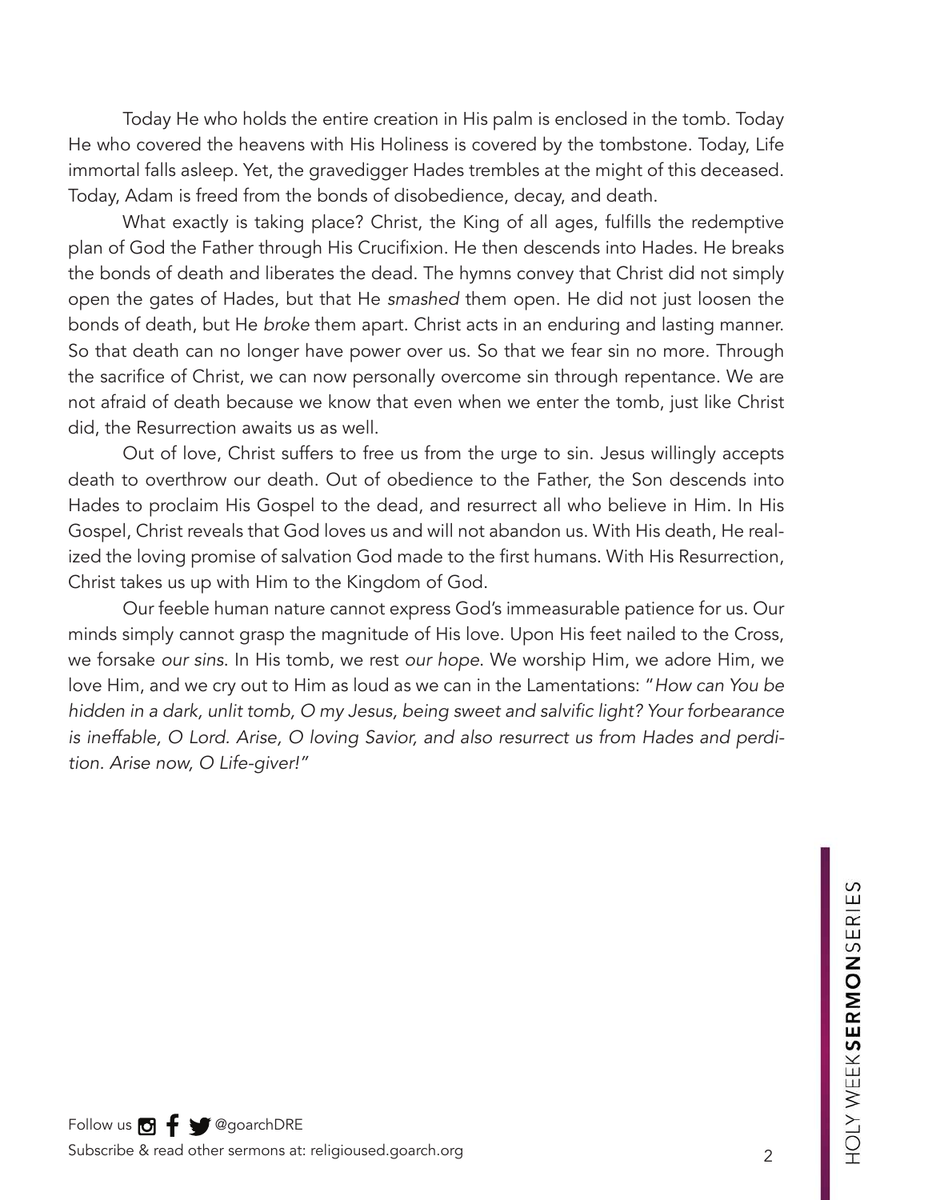Today He who holds the entire creation in His palm is enclosed in the tomb. Today He who covered the heavens with His Holiness is covered by the tombstone. Today, Life immortal falls asleep. Yet, the gravedigger Hades trembles at the might of this deceased. Today, Adam is freed from the bonds of disobedience, decay, and death.

What exactly is taking place? Christ, the King of all ages, fulfills the redemptive plan of God the Father through His Crucifixion. He then descends into Hades. He breaks the bonds of death and liberates the dead. The hymns convey that Christ did not simply open the gates of Hades, but that He *smashed* them open. He did not just loosen the bonds of death, but He *broke* them apart. Christ acts in an enduring and lasting manner. So that death can no longer have power over us. So that we fear sin no more. Through the sacrifice of Christ, we can now personally overcome sin through repentance. We are not afraid of death because we know that even when we enter the tomb, just like Christ did, the Resurrection awaits us as well.

Out of love, Christ suffers to free us from the urge to sin. Jesus willingly accepts death to overthrow our death. Out of obedience to the Father, the Son descends into Hades to proclaim His Gospel to the dead, and resurrect all who believe in Him. In His Gospel, Christ reveals that God loves us and will not abandon us. With His death, He realized the loving promise of salvation God made to the first humans. With His Resurrection, Christ takes us up with Him to the Kingdom of God.

Our feeble human nature cannot express God's immeasurable patience for us. Our minds simply cannot grasp the magnitude of His love. Upon His feet nailed to the Cross, we forsake *our sins*. In His tomb, we rest *our hope*. We worship Him, we adore Him, we love Him, and we cry out to Him as loud as we can in the Lamentations: "*How can You be hidden in a dark, unlit tomb, O my Jesus, being sweet and salvific light? Your forbearance is ineffable, O Lord. Arise, O loving Savior, and also resurrect us from Hades and perdition. Arise now, O Life-giver!*"

Follow us @goarchDRE
Subscribe & read other sermons at: religiousedgoarch.org